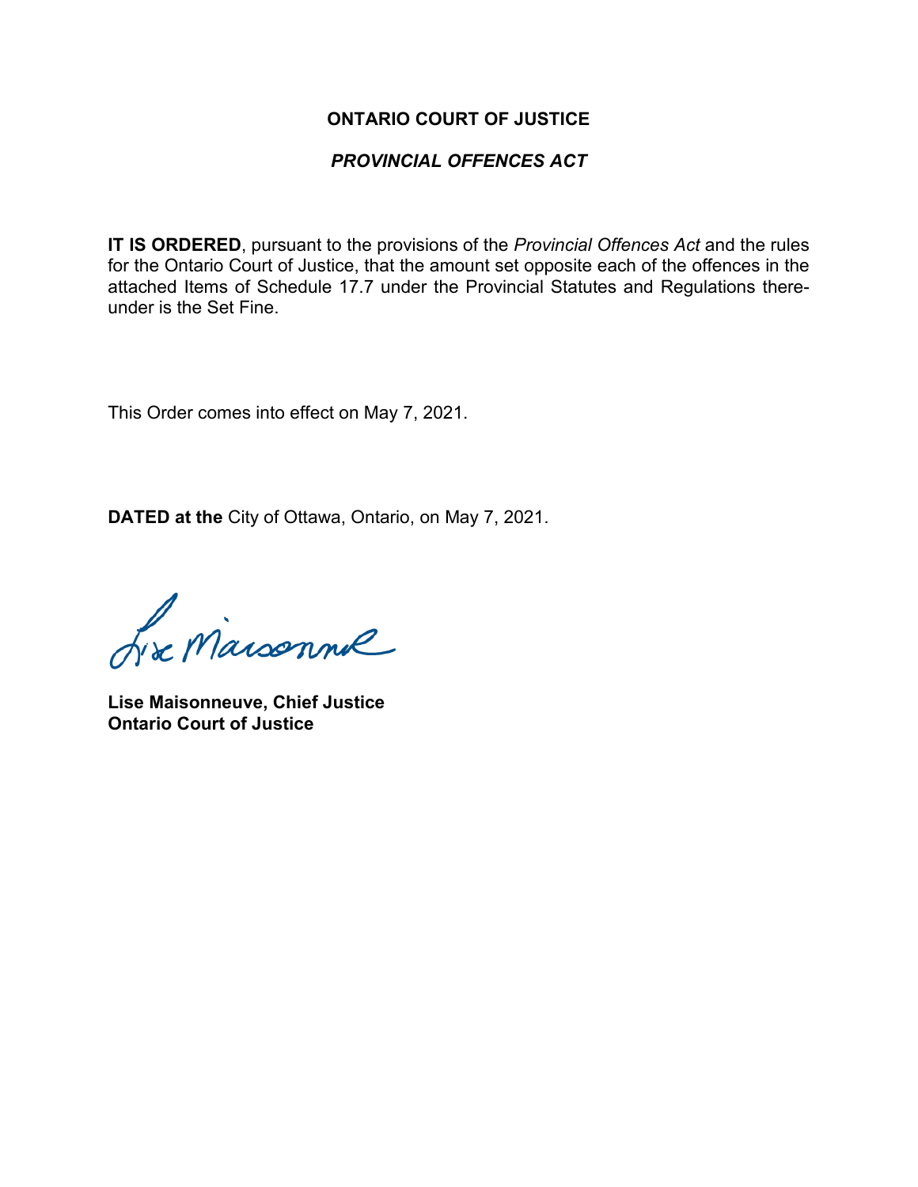**ONTARIO COURT OF JUSTICE**

***PROVINCIAL OFFENCES ACT***

**IT IS ORDERED**, pursuant to the provisions of the *Provincial Offences Act* and the rules for the Ontario Court of Justice, that the amount set opposite each of the offences in the attached Items of Schedule 17.7 under the Provincial Statutes and Regulations thereunder is the Set Fine.

This Order comes into effect on May 7, 2021.

**DATED at the** City of Ottawa, Ontario, on May 7, 2021.

**Lise Maisonneuve, Chief Justice**
**Ontario Court of Justice**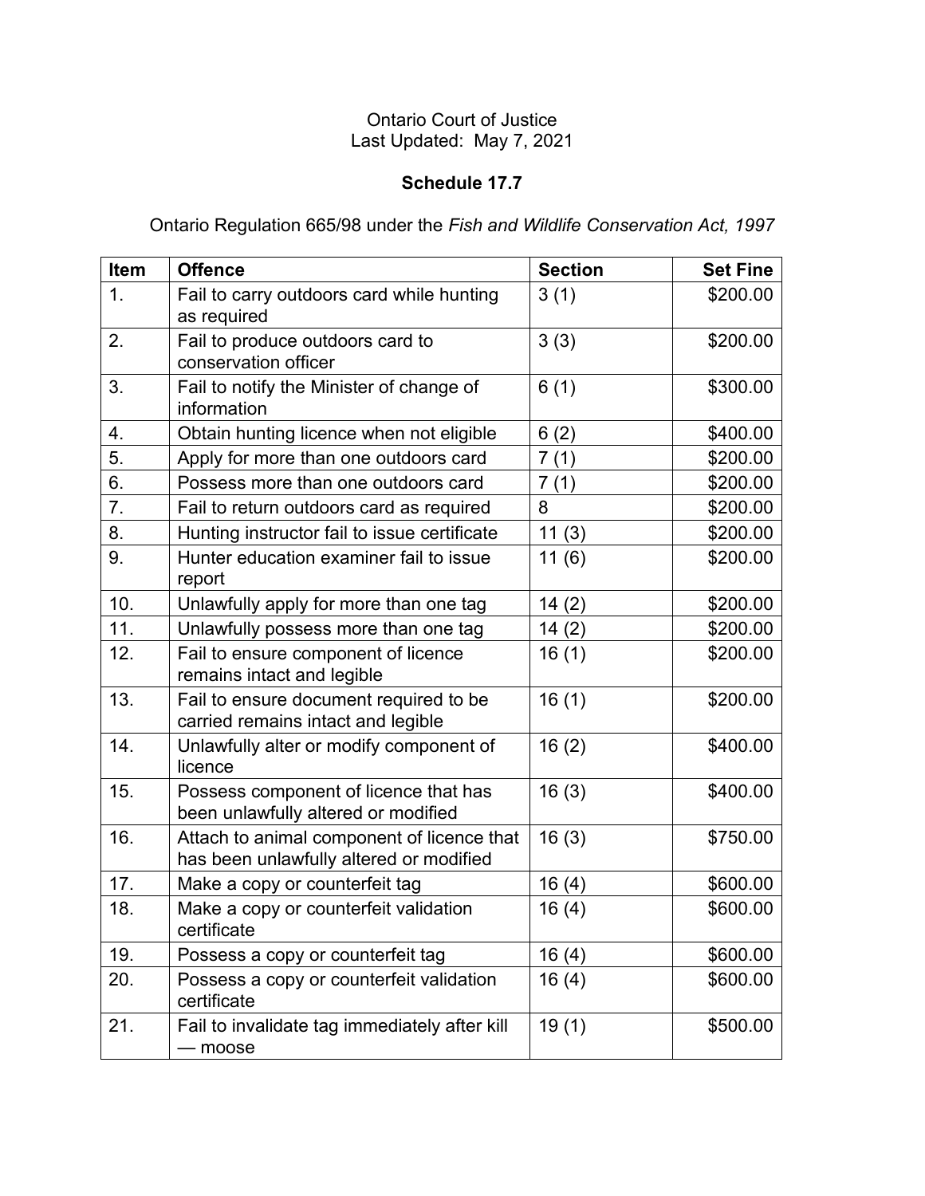Ontario Court of Justice
Last Updated: May 7, 2021

**Schedule 17.7**

Ontario Regulation 665/98 under the *Fish and Wildlife Conservation Act, 1997*

| Item | Offence | Section | Set Fine |
|---|---|---|---|
| 1. | Fail to carry outdoors card while hunting as required | 3 (1) | $200.00 |
| 2. | Fail to produce outdoors card to conservation officer | 3 (3) | $200.00 |
| 3. | Fail to notify the Minister of change of information | 6 (1) | $300.00 |
| 4. | Obtain hunting licence when not eligible | 6 (2) | $400.00 |
| 5. | Apply for more than one outdoors card | 7 (1) | $200.00 |
| 6. | Possess more than one outdoors card | 7 (1) | $200.00 |
| 7. | Fail to return outdoors card as required | 8 | $200.00 |
| 8. | Hunting instructor fail to issue certificate | 11 (3) | $200.00 |
| 9. | Hunter education examiner fail to issue report | 11 (6) | $200.00 |
| 10. | Unlawfully apply for more than one tag | 14 (2) | $200.00 |
| 11. | Unlawfully possess more than one tag | 14 (2) | $200.00 |
| 12. | Fail to ensure component of licence remains intact and legible | 16 (1) | $200.00 |
| 13. | Fail to ensure document required to be carried remains intact and legible | 16 (1) | $200.00 |
| 14. | Unlawfully alter or modify component of licence | 16 (2) | $400.00 |
| 15. | Possess component of licence that has been unlawfully altered or modified | 16 (3) | $400.00 |
| 16. | Attach to animal component of licence that has been unlawfully altered or modified | 16 (3) | $750.00 |
| 17. | Make a copy or counterfeit tag | 16 (4) | $600.00 |
| 18. | Make a copy or counterfeit validation certificate | 16 (4) | $600.00 |
| 19. | Possess a copy or counterfeit tag | 16 (4) | $600.00 |
| 20. | Possess a copy or counterfeit validation certificate | 16 (4) | $600.00 |
| 21. | Fail to invalidate tag immediately after kill — moose | 19 (1) | $500.00 |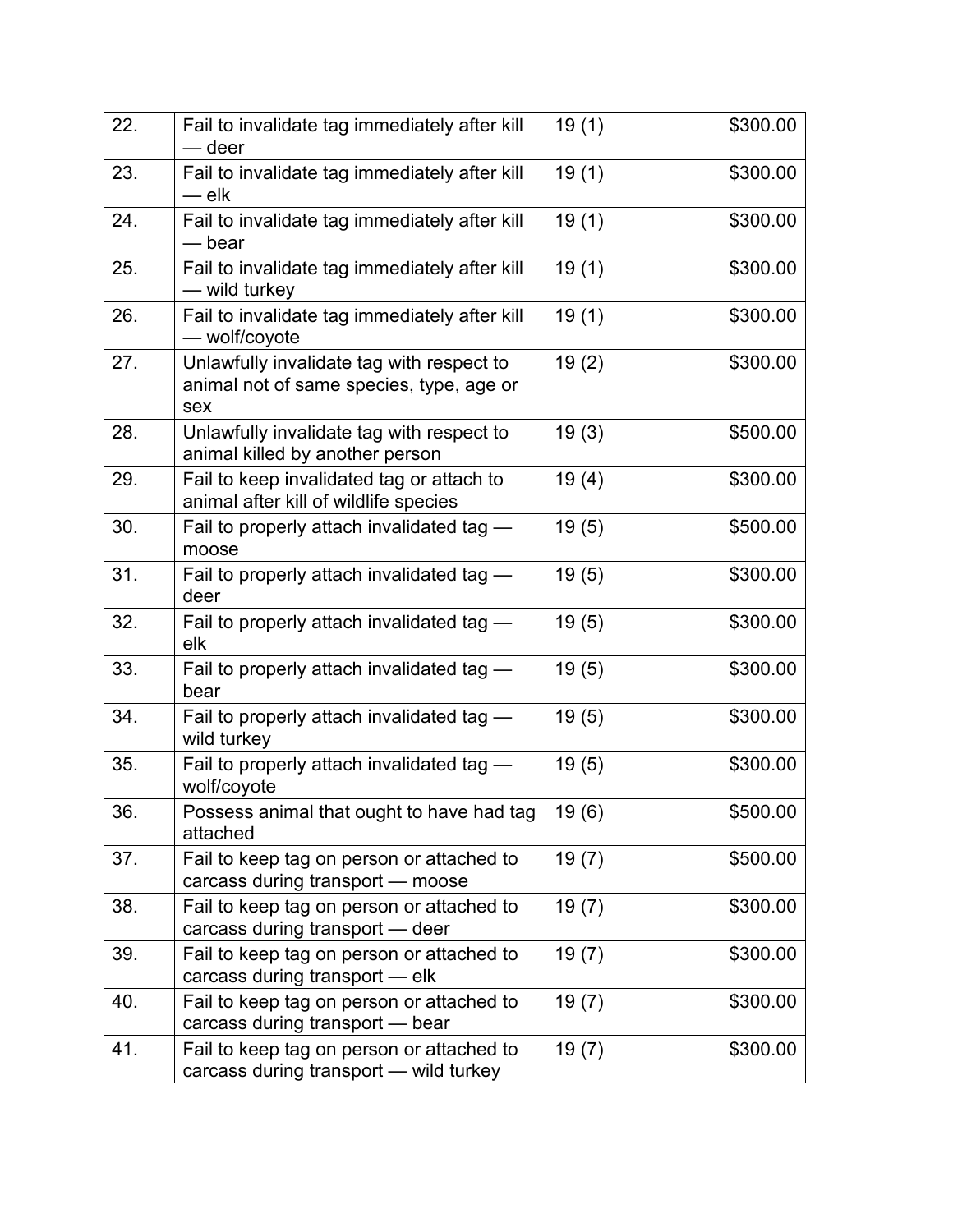| | | | |
|---|---|---|---|
| 22. | Fail to invalidate tag immediately after kill — deer | 19 (1) | $300.00 |
| 23. | Fail to invalidate tag immediately after kill — elk | 19 (1) | $300.00 |
| 24. | Fail to invalidate tag immediately after kill — bear | 19 (1) | $300.00 |
| 25. | Fail to invalidate tag immediately after kill — wild turkey | 19 (1) | $300.00 |
| 26. | Fail to invalidate tag immediately after kill — wolf/coyote | 19 (1) | $300.00 |
| 27. | Unlawfully invalidate tag with respect to animal not of same species, type, age or sex | 19 (2) | $300.00 |
| 28. | Unlawfully invalidate tag with respect to animal killed by another person | 19 (3) | $500.00 |
| 29. | Fail to keep invalidated tag or attach to animal after kill of wildlife species | 19 (4) | $300.00 |
| 30. | Fail to properly attach invalidated tag — moose | 19 (5) | $500.00 |
| 31. | Fail to properly attach invalidated tag — deer | 19 (5) | $300.00 |
| 32. | Fail to properly attach invalidated tag — elk | 19 (5) | $300.00 |
| 33. | Fail to properly attach invalidated tag — bear | 19 (5) | $300.00 |
| 34. | Fail to properly attach invalidated tag — wild turkey | 19 (5) | $300.00 |
| 35. | Fail to properly attach invalidated tag — wolf/coyote | 19 (5) | $300.00 |
| 36. | Possess animal that ought to have had tag attached | 19 (6) | $500.00 |
| 37. | Fail to keep tag on person or attached to carcass during transport — moose | 19 (7) | $500.00 |
| 38. | Fail to keep tag on person or attached to carcass during transport — deer | 19 (7) | $300.00 |
| 39. | Fail to keep tag on person or attached to carcass during transport — elk | 19 (7) | $300.00 |
| 40. | Fail to keep tag on person or attached to carcass during transport — bear | 19 (7) | $300.00 |
| 41. | Fail to keep tag on person or attached to carcass during transport — wild turkey | 19 (7) | $300.00 |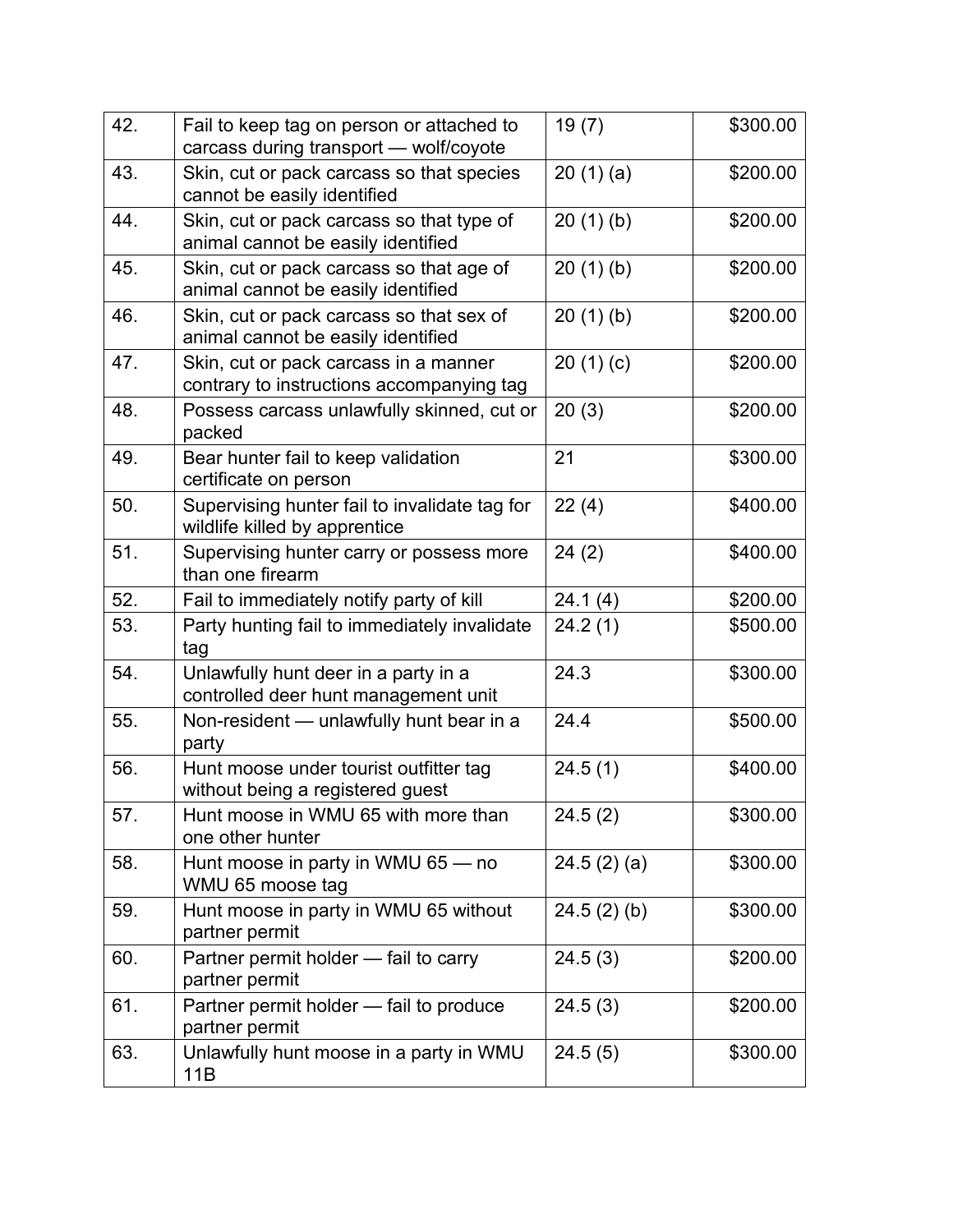| | | | |
|---|---|---|---|
| 42. | Fail to keep tag on person or attached to carcass during transport — wolf/coyote | 19 (7) | $300.00 |
| 43. | Skin, cut or pack carcass so that species cannot be easily identified | 20 (1) (a) | $200.00 |
| 44. | Skin, cut or pack carcass so that type of animal cannot be easily identified | 20 (1) (b) | $200.00 |
| 45. | Skin, cut or pack carcass so that age of animal cannot be easily identified | 20 (1) (b) | $200.00 |
| 46. | Skin, cut or pack carcass so that sex of animal cannot be easily identified | 20 (1) (b) | $200.00 |
| 47. | Skin, cut or pack carcass in a manner contrary to instructions accompanying tag | 20 (1) (c) | $200.00 |
| 48. | Possess carcass unlawfully skinned, cut or packed | 20 (3) | $200.00 |
| 49. | Bear hunter fail to keep validation certificate on person | 21 | $300.00 |
| 50. | Supervising hunter fail to invalidate tag for wildlife killed by apprentice | 22 (4) | $400.00 |
| 51. | Supervising hunter carry or possess more than one firearm | 24 (2) | $400.00 |
| 52. | Fail to immediately notify party of kill | 24.1 (4) | $200.00 |
| 53. | Party hunting fail to immediately invalidate tag | 24.2 (1) | $500.00 |
| 54. | Unlawfully hunt deer in a party in a controlled deer hunt management unit | 24.3 | $300.00 |
| 55. | Non-resident — unlawfully hunt bear in a party | 24.4 | $500.00 |
| 56. | Hunt moose under tourist outfitter tag without being a registered guest | 24.5 (1) | $400.00 |
| 57. | Hunt moose in WMU 65 with more than one other hunter | 24.5 (2) | $300.00 |
| 58. | Hunt moose in party in WMU 65 — no WMU 65 moose tag | 24.5 (2) (a) | $300.00 |
| 59. | Hunt moose in party in WMU 65 without partner permit | 24.5 (2) (b) | $300.00 |
| 60. | Partner permit holder — fail to carry partner permit | 24.5 (3) | $200.00 |
| 61. | Partner permit holder — fail to produce partner permit | 24.5 (3) | $200.00 |
| 63. | Unlawfully hunt moose in a party in WMU 11B | 24.5 (5) | $300.00 |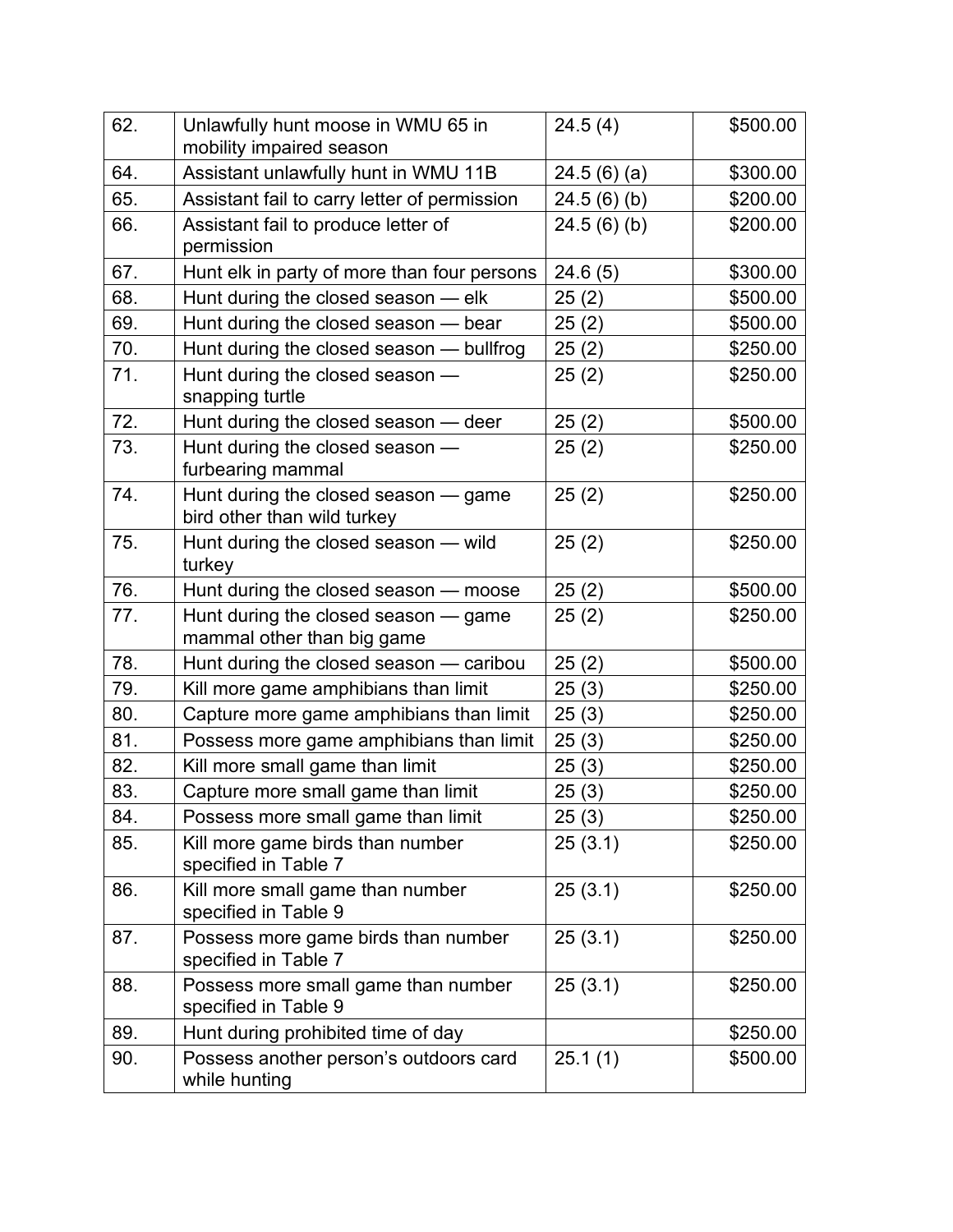| 62. | Unlawfully hunt moose in WMU 65 in mobility impaired season | 24.5 (4) | $500.00 |
|---|---|---|---|
| 64. | Assistant unlawfully hunt in WMU 11B | 24.5 (6) (a) | $300.00 |
| 65. | Assistant fail to carry letter of permission | 24.5 (6) (b) | $200.00 |
| 66. | Assistant fail to produce letter of permission | 24.5 (6) (b) | $200.00 |
| 67. | Hunt elk in party of more than four persons | 24.6 (5) | $300.00 |
| 68. | Hunt during the closed season — elk | 25 (2) | $500.00 |
| 69. | Hunt during the closed season — bear | 25 (2) | $500.00 |
| 70. | Hunt during the closed season — bullfrog | 25 (2) | $250.00 |
| 71. | Hunt during the closed season — snapping turtle | 25 (2) | $250.00 |
| 72. | Hunt during the closed season — deer | 25 (2) | $500.00 |
| 73. | Hunt during the closed season — furbearing mammal | 25 (2) | $250.00 |
| 74. | Hunt during the closed season — game bird other than wild turkey | 25 (2) | $250.00 |
| 75. | Hunt during the closed season — wild turkey | 25 (2) | $250.00 |
| 76. | Hunt during the closed season — moose | 25 (2) | $500.00 |
| 77. | Hunt during the closed season — game mammal other than big game | 25 (2) | $250.00 |
| 78. | Hunt during the closed season — caribou | 25 (2) | $500.00 |
| 79. | Kill more game amphibians than limit | 25 (3) | $250.00 |
| 80. | Capture more game amphibians than limit | 25 (3) | $250.00 |
| 81. | Possess more game amphibians than limit | 25 (3) | $250.00 |
| 82. | Kill more small game than limit | 25 (3) | $250.00 |
| 83. | Capture more small game than limit | 25 (3) | $250.00 |
| 84. | Possess more small game than limit | 25 (3) | $250.00 |
| 85. | Kill more game birds than number specified in Table 7 | 25 (3.1) | $250.00 |
| 86. | Kill more small game than number specified in Table 9 | 25 (3.1) | $250.00 |
| 87. | Possess more game birds than number specified in Table 7 | 25 (3.1) | $250.00 |
| 88. | Possess more small game than number specified in Table 9 | 25 (3.1) | $250.00 |
| 89. | Hunt during prohibited time of day | | $250.00 |
| 90. | Possess another person's outdoors card while hunting | 25.1 (1) | $500.00 |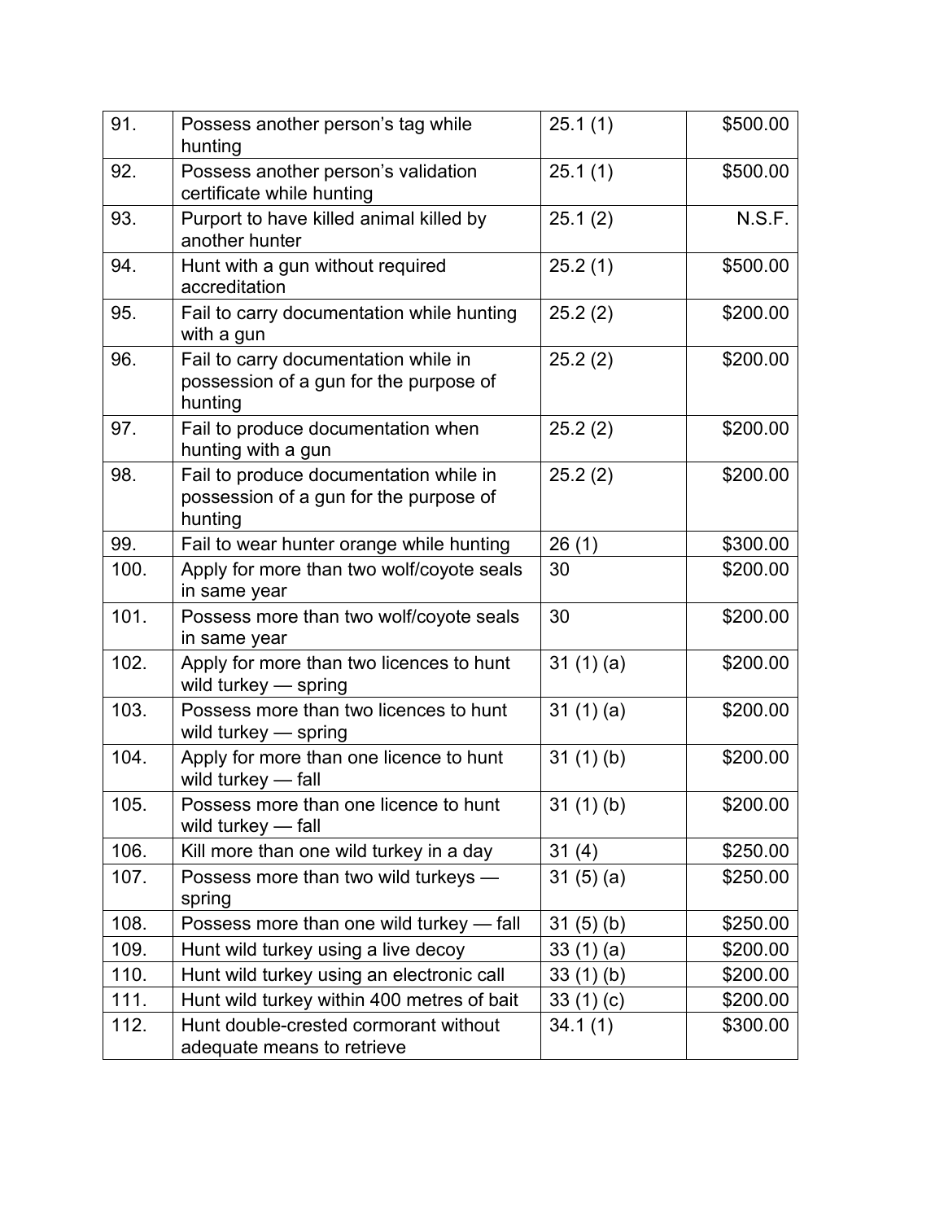| | | | |
|---|---|---|---|
| 91. | Possess another person’s tag while hunting | 25.1 (1) | $500.00 |
| 92. | Possess another person’s validation certificate while hunting | 25.1 (1) | $500.00 |
| 93. | Purport to have killed animal killed by another hunter | 25.1 (2) | N.S.F. |
| 94. | Hunt with a gun without required accreditation | 25.2 (1) | $500.00 |
| 95. | Fail to carry documentation while hunting with a gun | 25.2 (2) | $200.00 |
| 96. | Fail to carry documentation while in possession of a gun for the purpose of hunting | 25.2 (2) | $200.00 |
| 97. | Fail to produce documentation when hunting with a gun | 25.2 (2) | $200.00 |
| 98. | Fail to produce documentation while in possession of a gun for the purpose of hunting | 25.2 (2) | $200.00 |
| 99. | Fail to wear hunter orange while hunting | 26 (1) | $300.00 |
| 100. | Apply for more than two wolf/coyote seals in same year | 30 | $200.00 |
| 101. | Possess more than two wolf/coyote seals in same year | 30 | $200.00 |
| 102. | Apply for more than two licences to hunt wild turkey — spring | 31 (1) (a) | $200.00 |
| 103. | Possess more than two licences to hunt wild turkey — spring | 31 (1) (a) | $200.00 |
| 104. | Apply for more than one licence to hunt wild turkey — fall | 31 (1) (b) | $200.00 |
| 105. | Possess more than one licence to hunt wild turkey — fall | 31 (1) (b) | $200.00 |
| 106. | Kill more than one wild turkey in a day | 31 (4) | $250.00 |
| 107. | Possess more than two wild turkeys — spring | 31 (5) (a) | $250.00 |
| 108. | Possess more than one wild turkey — fall | 31 (5) (b) | $250.00 |
| 109. | Hunt wild turkey using a live decoy | 33 (1) (a) | $200.00 |
| 110. | Hunt wild turkey using an electronic call | 33 (1) (b) | $200.00 |
| 111. | Hunt wild turkey within 400 metres of bait | 33 (1) (c) | $200.00 |
| 112. | Hunt double-crested cormorant without adequate means to retrieve | 34.1 (1) | $300.00 |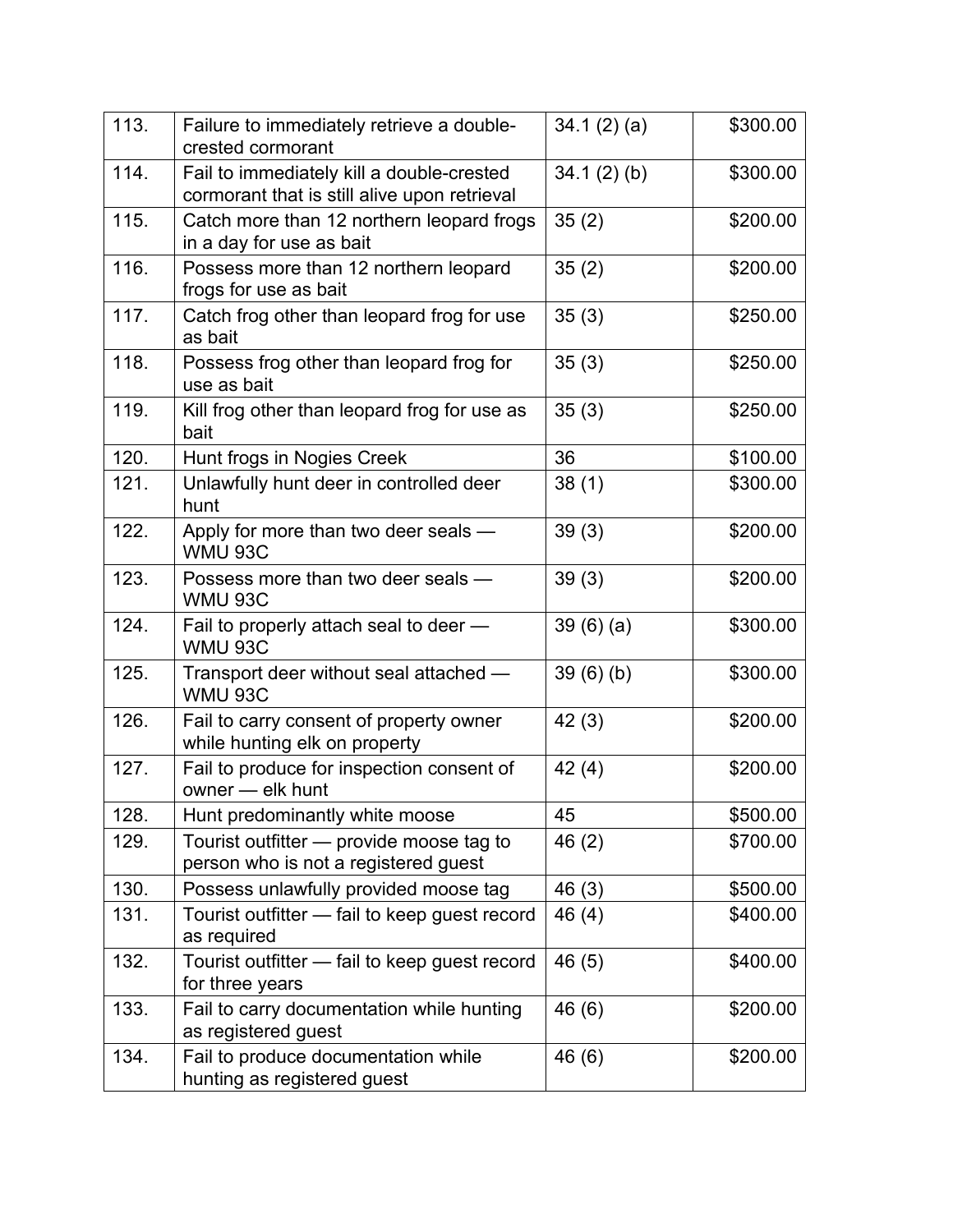| 113. | Failure to immediately retrieve a double-crested cormorant | 34.1 (2) (a) | $300.00 |
|---|---|---|---|
| 114. | Fail to immediately kill a double-crested cormorant that is still alive upon retrieval | 34.1 (2) (b) | $300.00 |
| 115. | Catch more than 12 northern leopard frogs in a day for use as bait | 35 (2) | $200.00 |
| 116. | Possess more than 12 northern leopard frogs for use as bait | 35 (2) | $200.00 |
| 117. | Catch frog other than leopard frog for use as bait | 35 (3) | $250.00 |
| 118. | Possess frog other than leopard frog for use as bait | 35 (3) | $250.00 |
| 119. | Kill frog other than leopard frog for use as bait | 35 (3) | $250.00 |
| 120. | Hunt frogs in Nogies Creek | 36 | $100.00 |
| 121. | Unlawfully hunt deer in controlled deer hunt | 38 (1) | $300.00 |
| 122. | Apply for more than two deer seals — WMU 93C | 39 (3) | $200.00 |
| 123. | Possess more than two deer seals — WMU 93C | 39 (3) | $200.00 |
| 124. | Fail to properly attach seal to deer — WMU 93C | 39 (6) (a) | $300.00 |
| 125. | Transport deer without seal attached — WMU 93C | 39 (6) (b) | $300.00 |
| 126. | Fail to carry consent of property owner while hunting elk on property | 42 (3) | $200.00 |
| 127. | Fail to produce for inspection consent of owner — elk hunt | 42 (4) | $200.00 |
| 128. | Hunt predominantly white moose | 45 | $500.00 |
| 129. | Tourist outfitter — provide moose tag to person who is not a registered guest | 46 (2) | $700.00 |
| 130. | Possess unlawfully provided moose tag | 46 (3) | $500.00 |
| 131. | Tourist outfitter — fail to keep guest record as required | 46 (4) | $400.00 |
| 132. | Tourist outfitter — fail to keep guest record for three years | 46 (5) | $400.00 |
| 133. | Fail to carry documentation while hunting as registered guest | 46 (6) | $200.00 |
| 134. | Fail to produce documentation while hunting as registered guest | 46 (6) | $200.00 |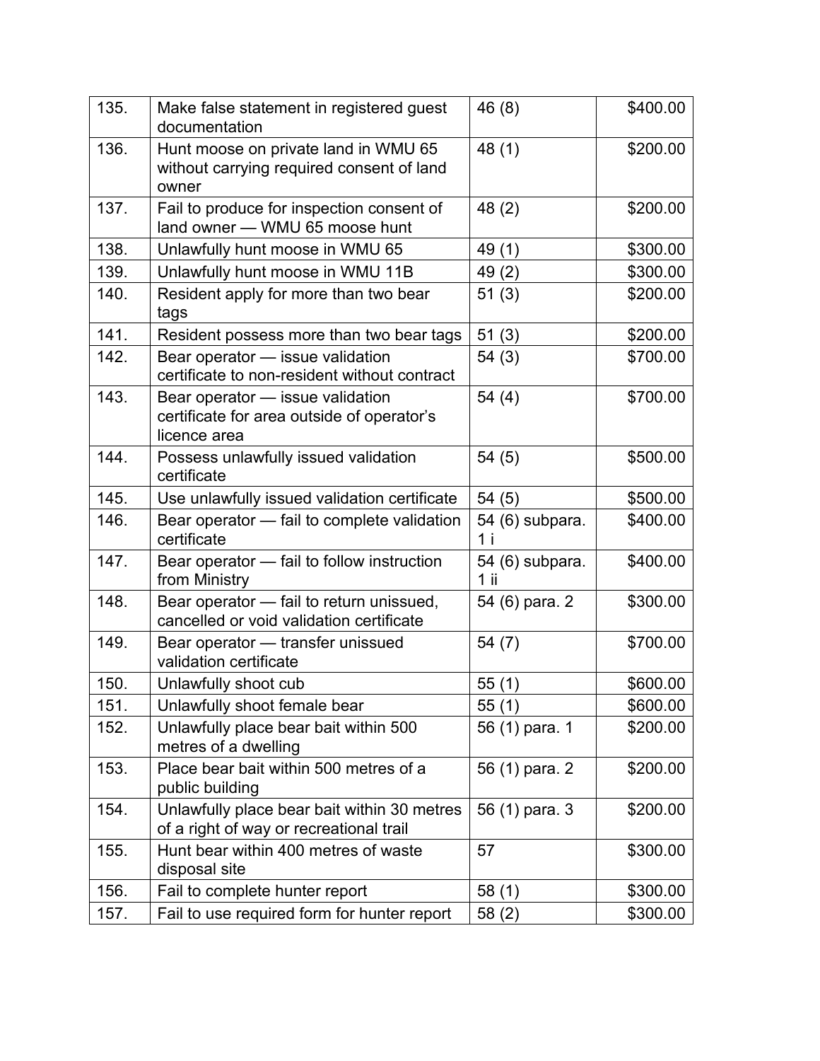| | | | |
|---|---|---|---|
| 135. | Make false statement in registered guest documentation | 46 (8) | $400.00 |
| 136. | Hunt moose on private land in WMU 65 without carrying required consent of land owner | 48 (1) | $200.00 |
| 137. | Fail to produce for inspection consent of land owner — WMU 65 moose hunt | 48 (2) | $200.00 |
| 138. | Unlawfully hunt moose in WMU 65 | 49 (1) | $300.00 |
| 139. | Unlawfully hunt moose in WMU 11B | 49 (2) | $300.00 |
| 140. | Resident apply for more than two bear tags | 51 (3) | $200.00 |
| 141. | Resident possess more than two bear tags | 51 (3) | $200.00 |
| 142. | Bear operator — issue validation certificate to non-resident without contract | 54 (3) | $700.00 |
| 143. | Bear operator — issue validation certificate for area outside of operator's licence area | 54 (4) | $700.00 |
| 144. | Possess unlawfully issued validation certificate | 54 (5) | $500.00 |
| 145. | Use unlawfully issued validation certificate | 54 (5) | $500.00 |
| 146. | Bear operator — fail to complete validation certificate | 54 (6) subpara. 1 i | $400.00 |
| 147. | Bear operator — fail to follow instruction from Ministry | 54 (6) subpara. 1 ii | $400.00 |
| 148. | Bear operator — fail to return unissued, cancelled or void validation certificate | 54 (6) para. 2 | $300.00 |
| 149. | Bear operator — transfer unissued validation certificate | 54 (7) | $700.00 |
| 150. | Unlawfully shoot cub | 55 (1) | $600.00 |
| 151. | Unlawfully shoot female bear | 55 (1) | $600.00 |
| 152. | Unlawfully place bear bait within 500 metres of a dwelling | 56 (1) para. 1 | $200.00 |
| 153. | Place bear bait within 500 metres of a public building | 56 (1) para. 2 | $200.00 |
| 154. | Unlawfully place bear bait within 30 metres of a right of way or recreational trail | 56 (1) para. 3 | $200.00 |
| 155. | Hunt bear within 400 metres of waste disposal site | 57 | $300.00 |
| 156. | Fail to complete hunter report | 58 (1) | $300.00 |
| 157. | Fail to use required form for hunter report | 58 (2) | $300.00 |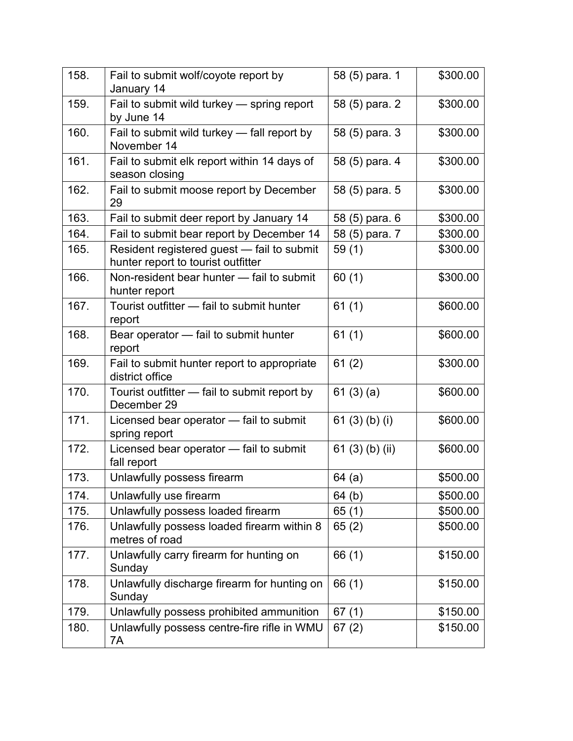| | | | |
|---|---|---|---|
| 158. | Fail to submit wolf/coyote report by January 14 | 58 (5) para. 1 | $300.00 |
| 159. | Fail to submit wild turkey — spring report by June 14 | 58 (5) para. 2 | $300.00 |
| 160. | Fail to submit wild turkey — fall report by November 14 | 58 (5) para. 3 | $300.00 |
| 161. | Fail to submit elk report within 14 days of season closing | 58 (5) para. 4 | $300.00 |
| 162. | Fail to submit moose report by December 29 | 58 (5) para. 5 | $300.00 |
| 163. | Fail to submit deer report by January 14 | 58 (5) para. 6 | $300.00 |
| 164. | Fail to submit bear report by December 14 | 58 (5) para. 7 | $300.00 |
| 165. | Resident registered guest — fail to submit hunter report to tourist outfitter | 59 (1) | $300.00 |
| 166. | Non-resident bear hunter — fail to submit hunter report | 60 (1) | $300.00 |
| 167. | Tourist outfitter — fail to submit hunter report | 61 (1) | $600.00 |
| 168. | Bear operator — fail to submit hunter report | 61 (1) | $600.00 |
| 169. | Fail to submit hunter report to appropriate district office | 61 (2) | $300.00 |
| 170. | Tourist outfitter — fail to submit report by December 29 | 61 (3) (a) | $600.00 |
| 171. | Licensed bear operator — fail to submit spring report | 61 (3) (b) (i) | $600.00 |
| 172. | Licensed bear operator — fail to submit fall report | 61 (3) (b) (ii) | $600.00 |
| 173. | Unlawfully possess firearm | 64 (a) | $500.00 |
| 174. | Unlawfully use firearm | 64 (b) | $500.00 |
| 175. | Unlawfully possess loaded firearm | 65 (1) | $500.00 |
| 176. | Unlawfully possess loaded firearm within 8 metres of road | 65 (2) | $500.00 |
| 177. | Unlawfully carry firearm for hunting on Sunday | 66 (1) | $150.00 |
| 178. | Unlawfully discharge firearm for hunting on Sunday | 66 (1) | $150.00 |
| 179. | Unlawfully possess prohibited ammunition | 67 (1) | $150.00 |
| 180. | Unlawfully possess centre-fire rifle in WMU 7A | 67 (2) | $150.00 |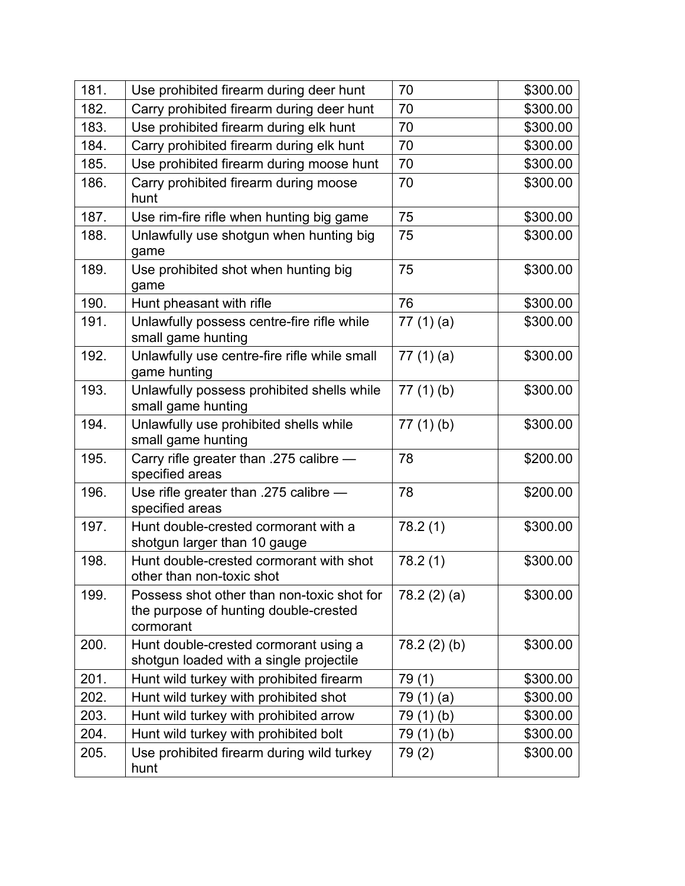| | | | |
|---|---|---|---|
| 181. | Use prohibited firearm during deer hunt | 70 | $300.00 |
| 182. | Carry prohibited firearm during deer hunt | 70 | $300.00 |
| 183. | Use prohibited firearm during elk hunt | 70 | $300.00 |
| 184. | Carry prohibited firearm during elk hunt | 70 | $300.00 |
| 185. | Use prohibited firearm during moose hunt | 70 | $300.00 |
| 186. | Carry prohibited firearm during moose hunt | 70 | $300.00 |
| 187. | Use rim-fire rifle when hunting big game | 75 | $300.00 |
| 188. | Unlawfully use shotgun when hunting big game | 75 | $300.00 |
| 189. | Use prohibited shot when hunting big game | 75 | $300.00 |
| 190. | Hunt pheasant with rifle | 76 | $300.00 |
| 191. | Unlawfully possess centre-fire rifle while small game hunting | 77 (1) (a) | $300.00 |
| 192. | Unlawfully use centre-fire rifle while small game hunting | 77 (1) (a) | $300.00 |
| 193. | Unlawfully possess prohibited shells while small game hunting | 77 (1) (b) | $300.00 |
| 194. | Unlawfully use prohibited shells while small game hunting | 77 (1) (b) | $300.00 |
| 195. | Carry rifle greater than .275 calibre — specified areas | 78 | $200.00 |
| 196. | Use rifle greater than .275 calibre — specified areas | 78 | $200.00 |
| 197. | Hunt double-crested cormorant with a shotgun larger than 10 gauge | 78.2 (1) | $300.00 |
| 198. | Hunt double-crested cormorant with shot other than non-toxic shot | 78.2 (1) | $300.00 |
| 199. | Possess shot other than non-toxic shot for the purpose of hunting double-crested cormorant | 78.2 (2) (a) | $300.00 |
| 200. | Hunt double-crested cormorant using a shotgun loaded with a single projectile | 78.2 (2) (b) | $300.00 |
| 201. | Hunt wild turkey with prohibited firearm | 79 (1) | $300.00 |
| 202. | Hunt wild turkey with prohibited shot | 79 (1) (a) | $300.00 |
| 203. | Hunt wild turkey with prohibited arrow | 79 (1) (b) | $300.00 |
| 204. | Hunt wild turkey with prohibited bolt | 79 (1) (b) | $300.00 |
| 205. | Use prohibited firearm during wild turkey hunt | 79 (2) | $300.00 |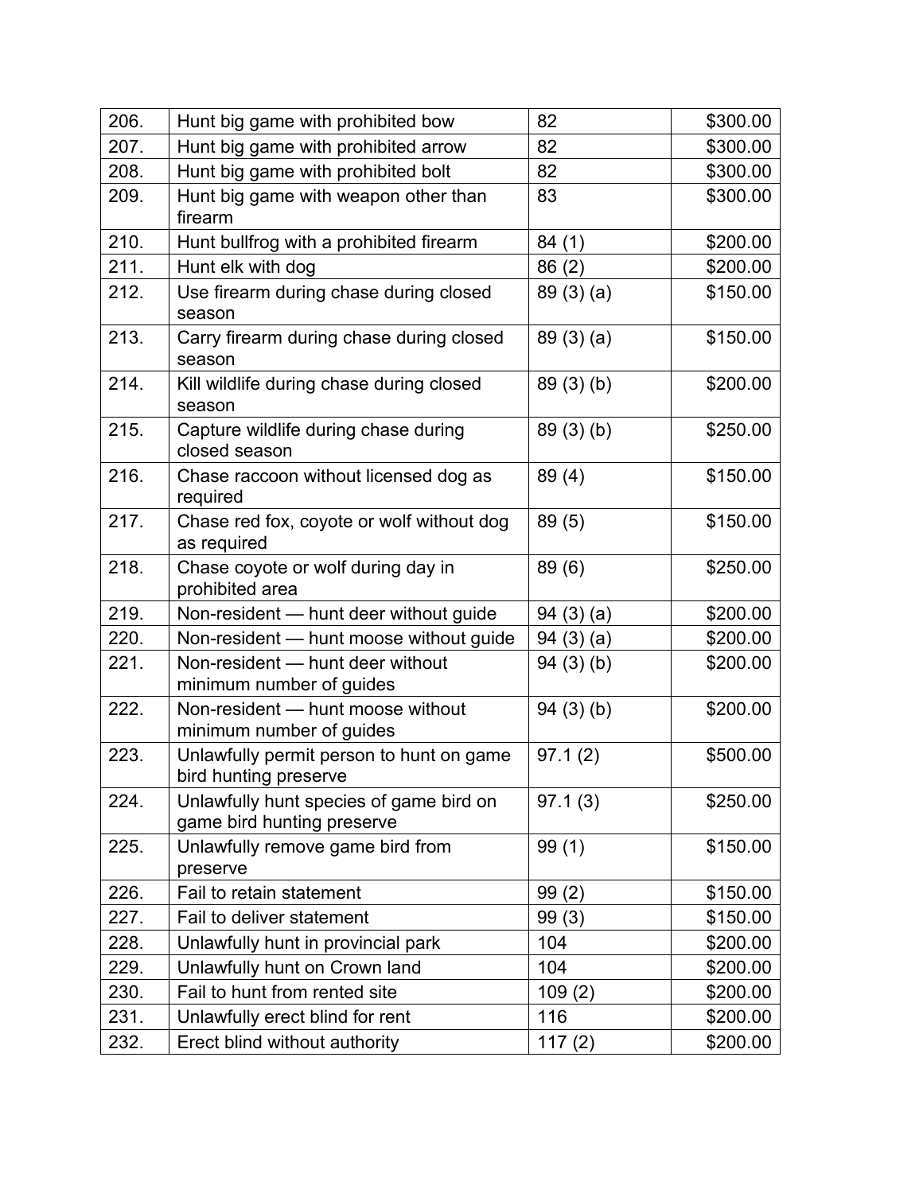| | | | |
|---|---|---|---|
| 206. | Hunt big game with prohibited bow | 82 | $300.00 |
| 207. | Hunt big game with prohibited arrow | 82 | $300.00 |
| 208. | Hunt big game with prohibited bolt | 82 | $300.00 |
| 209. | Hunt big game with weapon other than firearm | 83 | $300.00 |
| 210. | Hunt bullfrog with a prohibited firearm | 84 (1) | $200.00 |
| 211. | Hunt elk with dog | 86 (2) | $200.00 |
| 212. | Use firearm during chase during closed season | 89 (3) (a) | $150.00 |
| 213. | Carry firearm during chase during closed season | 89 (3) (a) | $150.00 |
| 214. | Kill wildlife during chase during closed season | 89 (3) (b) | $200.00 |
| 215. | Capture wildlife during chase during closed season | 89 (3) (b) | $250.00 |
| 216. | Chase raccoon without licensed dog as required | 89 (4) | $150.00 |
| 217. | Chase red fox, coyote or wolf without dog as required | 89 (5) | $150.00 |
| 218. | Chase coyote or wolf during day in prohibited area | 89 (6) | $250.00 |
| 219. | Non-resident — hunt deer without guide | 94 (3) (a) | $200.00 |
| 220. | Non-resident — hunt moose without guide | 94 (3) (a) | $200.00 |
| 221. | Non-resident — hunt deer without minimum number of guides | 94 (3) (b) | $200.00 |
| 222. | Non-resident — hunt moose without minimum number of guides | 94 (3) (b) | $200.00 |
| 223. | Unlawfully permit person to hunt on game bird hunting preserve | 97.1 (2) | $500.00 |
| 224. | Unlawfully hunt species of game bird on game bird hunting preserve | 97.1 (3) | $250.00 |
| 225. | Unlawfully remove game bird from preserve | 99 (1) | $150.00 |
| 226. | Fail to retain statement | 99 (2) | $150.00 |
| 227. | Fail to deliver statement | 99 (3) | $150.00 |
| 228. | Unlawfully hunt in provincial park | 104 | $200.00 |
| 229. | Unlawfully hunt on Crown land | 104 | $200.00 |
| 230. | Fail to hunt from rented site | 109 (2) | $200.00 |
| 231. | Unlawfully erect blind for rent | 116 | $200.00 |
| 232. | Erect blind without authority | 117 (2) | $200.00 |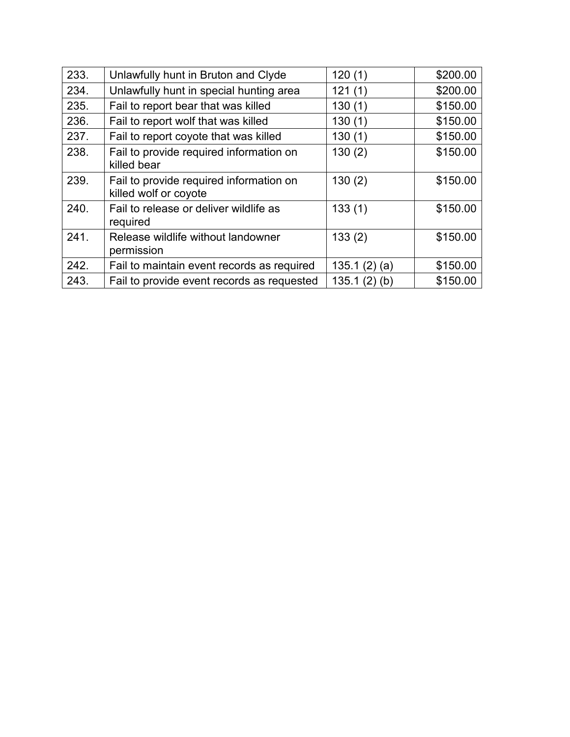| | | | |
|---|---|---|---|
| 233. | Unlawfully hunt in Bruton and Clyde | 120 (1) | $200.00 |
| 234. | Unlawfully hunt in special hunting area | 121 (1) | $200.00 |
| 235. | Fail to report bear that was killed | 130 (1) | $150.00 |
| 236. | Fail to report wolf that was killed | 130 (1) | $150.00 |
| 237. | Fail to report coyote that was killed | 130 (1) | $150.00 |
| 238. | Fail to provide required information on killed bear | 130 (2) | $150.00 |
| 239. | Fail to provide required information on killed wolf or coyote | 130 (2) | $150.00 |
| 240. | Fail to release or deliver wildlife as required | 133 (1) | $150.00 |
| 241. | Release wildlife without landowner permission | 133 (2) | $150.00 |
| 242. | Fail to maintain event records as required | 135.1 (2) (a) | $150.00 |
| 243. | Fail to provide event records as requested | 135.1 (2) (b) | $150.00 |